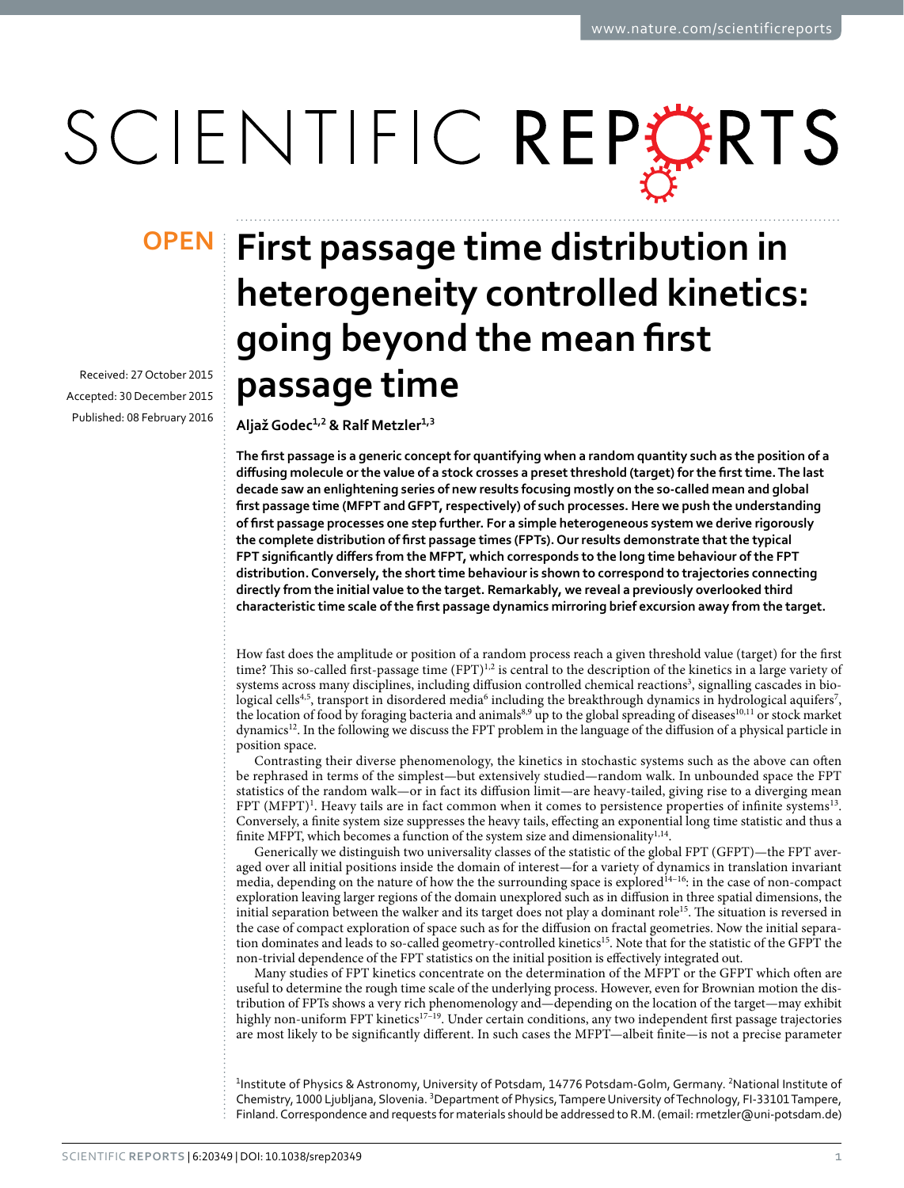OPEN

# First passage time distribution in heterogeneity controlled kinetics: going beyond the mean first passage time

Received: 27 October 2015
Accepted: 30 December 2015
Published: 08 February 2016

**Aljaž Godec[1,2] & Ralf Metzler[1,3]**

**The first passage is a generic concept for quantifying when a random quantity such as the position of a diffusing molecule or the value of a stock crosses a preset threshold (target) for the first time. The last decade saw an enlightening series of new results focusing mostly on the so-called mean and global first passage time (MFPT and GFPT, respectively) of such processes. Here we push the understanding of first passage processes one step further. For a simple heterogeneous system we derive rigorously the complete distribution of first passage times (FPTs). Our results demonstrate that the typical FPT significantly differs from the MFPT, which corresponds to the long time behaviour of the FPT distribution. Conversely, the short time behaviour is shown to correspond to trajectories connecting directly from the initial value to the target. Remarkably, we reveal a previously overlooked third characteristic time scale of the first passage dynamics mirroring brief excursion away from the target.**

How fast does the amplitude or position of a random process reach a given threshold value (target) for the first time? This so-called first-passage time (FPT)[1,2] is central to the description of the kinetics in a large variety of systems across many disciplines, including diffusion controlled chemical reactions[3], signalling cascades in biological cells[4,5], transport in disordered media[6] including the breakthrough dynamics in hydrological aquifers[7], the location of food by foraging bacteria and animals[8,9] up to the global spreading of diseases[10,11] or stock market dynamics[12]. In the following we discuss the FPT problem in the language of the diffusion of a physical particle in position space.

Contrasting their diverse phenomenology, the kinetics in stochastic systems such as the above can often be rephrased in terms of the simplest—but extensively studied—random walk. In unbounded space the FPT statistics of the random walk—or in fact its diffusion limit—are heavy-tailed, giving rise to a diverging mean FPT (MFPT)[1]. Heavy tails are in fact common when it comes to persistence properties of infinite systems[13]. Conversely, a finite system size suppresses the heavy tails, effecting an exponential long time statistic and thus a finite MFPT, which becomes a function of the system size and dimensionality[1,14].

Generically we distinguish two universality classes of the statistic of the global FPT (GFPT)—the FPT averaged over all initial positions inside the domain of interest—for a variety of dynamics in translation invariant media, depending on the nature of how the the surrounding space is explored[14–16]: in the case of non-compact exploration leaving larger regions of the domain unexplored such as in diffusion in three spatial dimensions, the initial separation between the walker and its target does not play a dominant role[15]. The situation is reversed in the case of compact exploration of space such as for the diffusion on fractal geometries. Now the initial separation dominates and leads to so-called geometry-controlled kinetics[15]. Note that for the statistic of the GFPT the non-trivial dependence of the FPT statistics on the initial position is effectively integrated out.

Many studies of FPT kinetics concentrate on the determination of the MFPT or the GFPT which often are useful to determine the rough time scale of the underlying process. However, even for Brownian motion the distribution of FPTs shows a very rich phenomenology and—depending on the location of the target—may exhibit highly non-uniform FPT kinetics[17–19]. Under certain conditions, any two independent first passage trajectories are most likely to be significantly different. In such cases the MFPT—albeit finite—is not a precise parameter

[1]Institute of Physics & Astronomy, University of Potsdam, 14776 Potsdam-Golm, Germany. [2]National Institute of Chemistry, 1000 Ljubljana, Slovenia. [3]Department of Physics, Tampere University of Technology, FI-33101 Tampere, Finland. Correspondence and requests for materials should be addressed to R.M. (email: rmetzler@uni-potsdam.de)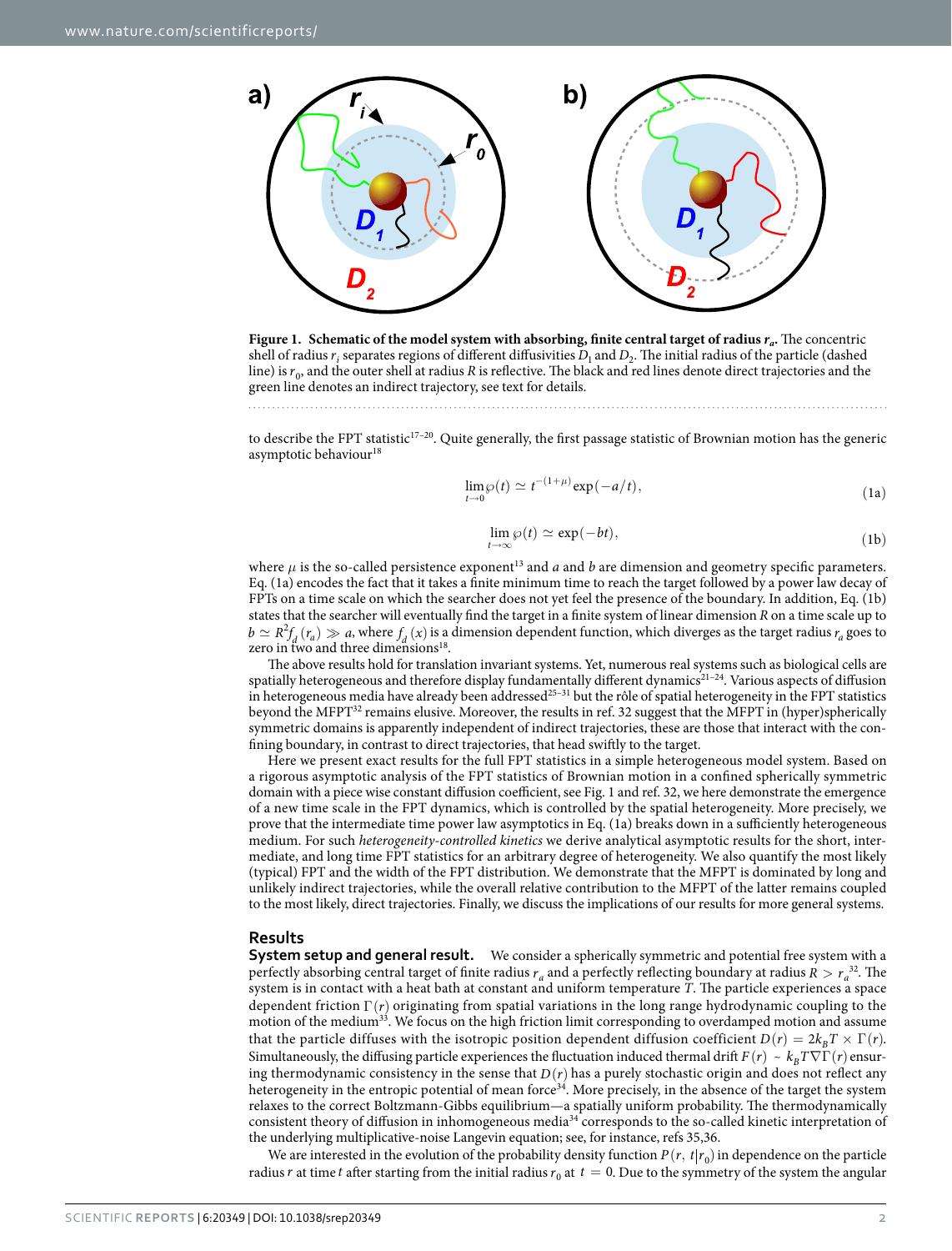**Figure 1. Schematic of the model system with absorbing, finite central target of radius $r_a$.** The concentric shell of radius $r_i$ separates regions of different diffusivities $D_1$ and $D_2$. The initial radius of the particle (dashed line) is $r_0$, and the outer shell at radius $R$ is reflective. The black and red lines denote direct trajectories and the green line denotes an indirect trajectory, see text for details.

to describe the FPT statistic[17–20]. Quite generally, the first passage statistic of Brownian motion has the generic asymptotic behaviour[18]

$$\lim_{t\to 0}\wp(t) \simeq t^{-(1+\mu)}\exp(-a/t), \tag{1a}$$

$$\lim_{t\to \infty}\wp(t) \simeq \exp(-bt), \tag{1b}$$

where $\mu$ is the so-called persistence exponent[13] and $a$ and $b$ are dimension and geometry specific parameters. Eq. (1a) encodes the fact that it takes a finite minimum time to reach the target followed by a power law decay of FPTs on a time scale on which the searcher does not yet feel the presence of the boundary. In addition, Eq. (1b) states that the searcher will eventually find the target in a finite system of linear dimension $R$ on a time scale up to $b \simeq R^2 f_d(r_a) \gg a$, where $f_d(x)$ is a dimension dependent function, which diverges as the target radius $r_a$ goes to zero in two and three dimensions[18].

The above results hold for translation invariant systems. Yet, numerous real systems such as biological cells are spatially heterogeneous and therefore display fundamentally different dynamics[21–24]. Various aspects of diffusion in heterogeneous media have already been addressed[25–31] but the rôle of spatial heterogeneity in the FPT statistics beyond the MFPT[32] remains elusive. Moreover, the results in ref. 32 suggest that the MFPT in (hyper)spherically symmetric domains is apparently independent of indirect trajectories, these are those that interact with the confining boundary, in contrast to direct trajectories, that head swiftly to the target.

Here we present exact results for the full FPT statistics in a simple heterogeneous model system. Based on a rigorous asymptotic analysis of the FPT statistics of Brownian motion in a confined spherically symmetric domain with a piece wise constant diffusion coefficient, see Fig. 1 and ref. 32, we here demonstrate the emergence of a new time scale in the FPT dynamics, which is controlled by the spatial heterogeneity. More precisely, we prove that the intermediate time power law asymptotics in Eq. (1a) breaks down in a sufficiently heterogeneous medium. For such *heterogeneity-controlled kinetics* we derive analytical asymptotic results for the short, intermediate, and long time FPT statistics for an arbitrary degree of heterogeneity. We also quantify the most likely (typical) FPT and the width of the FPT distribution. We demonstrate that the MFPT is dominated by long and unlikely indirect trajectories, while the overall relative contribution to the MFPT of the latter remains coupled to the most likely, direct trajectories. Finally, we discuss the implications of our results for more general systems.

## Results

**System setup and general result.** We consider a spherically symmetric and potential free system with a perfectly absorbing central target of finite radius $r_a$ and a perfectly reflecting boundary at radius $R > r_a$[32]. The system is in contact with a heat bath at constant and uniform temperature $T$. The particle experiences a space dependent friction $\Gamma(r)$ originating from spatial variations in the long range hydrodynamic coupling to the motion of the medium[33]. We focus on the high friction limit corresponding to overdamped motion and assume that the particle diffuses with the isotropic position dependent diffusion coefficient $D(r) = 2k_BT \times \Gamma(r)$. Simultaneously, the diffusing particle experiences the fluctuation induced thermal drift $F(r) \sim k_BT\nabla\Gamma(r)$ ensuring thermodynamic consistency in the sense that $D(r)$ has a purely stochastic origin and does not reflect any heterogeneity in the entropic potential of mean force[34]. More precisely, in the absence of the target the system relaxes to the correct Boltzmann-Gibbs equilibrium—a spatially uniform probability. The thermodynamically consistent theory of diffusion in inhomogeneous media[34] corresponds to the so-called kinetic interpretation of the underlying multiplicative-noise Langevin equation; see, for instance, refs 35,36.

We are interested in the evolution of the probability density function $P(r, t|r_0)$ in dependence on the particle radius $r$ at time $t$ after starting from the initial radius $r_0$ at $t = 0$. Due to the symmetry of the system the angular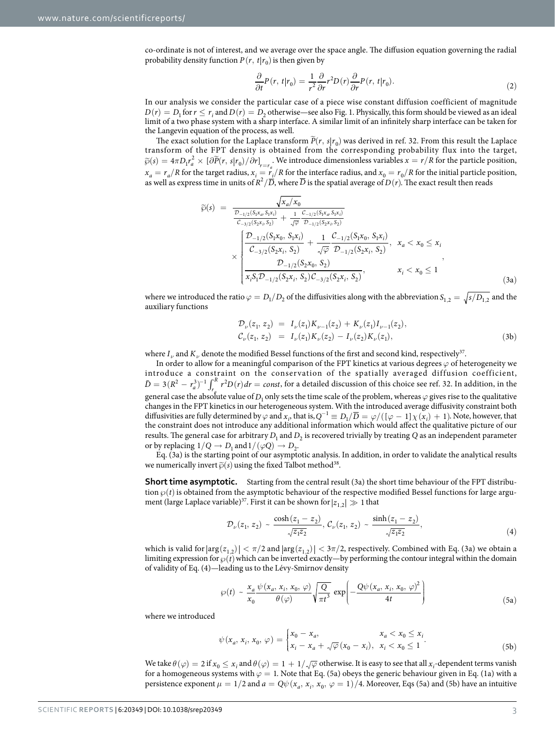co-ordinate is not of interest, and we average over the space angle. The diffusion equation governing the radial probability density function $P(r,\ t|r_0)$ is then given by

$$\frac{\partial}{\partial t}P(r,\ t|r_0) = \frac{1}{r^2}\frac{\partial}{\partial r}r^2 D(r)\frac{\partial}{\partial r}P(r,\ t|r_0). \tag{2}$$

In our analysis we consider the particular case of a piece wise constant diffusion coefficient of magnitude $D(r) = D_1$ for $r \le r_i$ and $D(r) = D_2$ otherwise—see also Fig. 1. Physically, this form should be viewed as an ideal limit of a two phase system with a sharp interface. A similar limit of an infinitely sharp interface can be taken for the Langevin equation of the process, as well.

The exact solution for the Laplace transform $\widetilde{P}(r,\ s|r_0)$ was derived in ref. 32. From this result the Laplace transform of the FPT density is obtained from the corresponding probability flux into the target, $\widetilde{\wp}(s) = 4\pi D_1 r_a^2 \times [\partial\widetilde{P}(r,\ s|r_0)/\partial r]_{r=r_a}$. We introduce dimensionless variables $x = r/R$ for the particle position, $x_a = r_a/R$ for the target radius, $x_i = r_i/R$ for the interface radius, and $x_0 = r_0/R$ for the initial particle position, as well as express time in units of $R^2/\overline{D}$, where $\overline{D}$ is the spatial average of $D(r)$. The exact result then reads

$$\widetilde{\wp}(s) = \frac{\sqrt{x_a/x_0}}{\frac{\mathcal{D}_{-1/2}(S_1x_a,\ S_1x_i)}{\mathcal{C}_{-3/2}(S_2x_i,\ S_2)} + \frac{1}{\sqrt{\varphi}}\frac{\mathcal{C}_{-1/2}(S_1x_a,\ S_1x_i)}{\mathcal{D}_{-1/2}(S_2x_i,\ S_2)}} \times \begin{cases} \dfrac{\mathcal{D}_{-1/2}(S_1x_0,\ S_1x_i)}{\mathcal{C}_{-3/2}(S_2x_i,\ S_2)} + \dfrac{1}{\sqrt{\varphi}}\dfrac{\mathcal{C}_{-1/2}(S_1x_0,\ S_1x_i)}{\mathcal{D}_{-1/2}(S_2x_i,\ S_2)}, & x_a < x_0 \le x_i \\ \dfrac{\mathcal{D}_{-1/2}(S_2x_0,\ S_2)}{x_iS_1\mathcal{D}_{-1/2}(S_2x_i,\ S_2)\mathcal{C}_{-3/2}(S_2x_i,\ S_2)}, & x_i < x_0 \le 1 \end{cases}, \tag{3a}$$

where we introduced the ratio $\varphi = D_1/D_2$ of the diffusivities along with the abbreviation $S_{1,2} = \sqrt{s/D_{1,2}}$ and the auxiliary functions

$$\begin{aligned} \mathcal{D}_\nu(z_1,\ z_2) &= I_\nu(z_1)K_{\nu-1}(z_2) + K_\nu(z_1)I_{\nu-1}(z_2), \\ \mathcal{C}_\nu(z_1,\ z_2) &= I_\nu(z_1)K_\nu(z_2) - I_\nu(z_2)K_\nu(z_1), \end{aligned} \tag{3b}$$

where $I_\nu$ and $K_\nu$ denote the modified Bessel functions of the first and second kind, respectively[37].

In order to allow for a meaningful comparison of the FPT kinetics at various degrees $\varphi$ of heterogeneity we introduce a constraint on the conservation of the spatially averaged diffusion coefficient, $\bar{D} = 3(R^2 - r_a^3)^{-1}\int_{r_a}^{R} r^2 D(r)dr = const$, for a detailed discussion of this choice see ref. 32. In addition, in the general case the absolute value of $D_1$ only sets the time scale of the problem, whereas $\varphi$ gives rise to the qualitative changes in the FPT kinetics in our heterogeneous system. With the introduced average diffusivity constraint both diffusivities are fully determined by $\varphi$ and $x_i$, that is, $Q^{-1} \equiv D_1/\overline{D} = \varphi/([\varphi - 1]\chi(x_i) + 1)$. Note, however, that the constraint does not introduce any additional information which would affect the qualitative picture of our results. The general case for arbitrary $D_1$ and $D_2$ is recovered trivially by treating $Q$ as an independent parameter or by replacing $1/Q \to D_1$ and $1/(\varphi Q) \to D_2$.

Eq. (3a) is the starting point of our asymptotic analysis. In addition, in order to validate the analytical results we numerically invert $\widetilde{\wp}(s)$ using the fixed Talbot method[38].

**Short time asymptotic.** Starting from the central result (3a) the short time behaviour of the FPT distribution $\wp(t)$ is obtained from the asymptotic behaviour of the respective modified Bessel functions for large argument (large Laplace variable)[37]. First it can be shown for $|z_{1,2}| \gg 1$ that

$$\mathcal{D}_\nu(z_1,\ z_2) \sim \frac{\cosh(z_1 - z_2)}{\sqrt{z_1z_2}},\ \mathcal{C}_\nu(z_1,\ z_2) \sim \frac{\sinh(z_1 - z_2)}{\sqrt{z_1z_2}}, \tag{4}$$

which is valid for $|\arg(z_{1,2})| < \pi/2$ and $|\arg(z_{1,2})| < 3\pi/2$, respectively. Combined with Eq. (3a) we obtain a limiting expression for $\wp(t)$ which can be inverted exactly—by performing the contour integral within the domain of validity of Eq. (4)—leading us to the Lévy-Smirnov density

$$\wp(t) \sim \frac{x_a}{x_0}\frac{\psi(x_a,\ x_i,\ x_0,\ \varphi)}{\theta(\varphi)}\sqrt{\frac{Q}{\pi t^3}}\exp\left(-\frac{Q\psi(x_a,\ x_i,\ x_0,\ \varphi)^2}{4t}\right) \tag{5a}$$

where we introduced

$$\psi(x_a,\ x_i,\ x_0,\ \varphi) = \begin{cases} x_0 - x_a, & x_a < x_0 \le x_i \\ x_i - x_a + \sqrt{\varphi}(x_0 - x_i), & x_i < x_0 \le 1 \end{cases}. \tag{5b}$$

We take $\theta(\varphi) = 2$ if $x_0 \le x_i$ and $\theta(\varphi) = 1 + 1/\sqrt{\varphi}$ otherwise. It is easy to see that all $x_i$-dependent terms vanish for a homogeneous systems with $\varphi = 1$. Note that Eq. (5a) obeys the generic behaviour given in Eq. (1a) with a persistence exponent $\mu = 1/2$ and $a = Q\psi(x_a,\ x_i,\ x_0,\ \varphi = 1)/4$. Moreover, Eqs (5a) and (5b) have an intuitive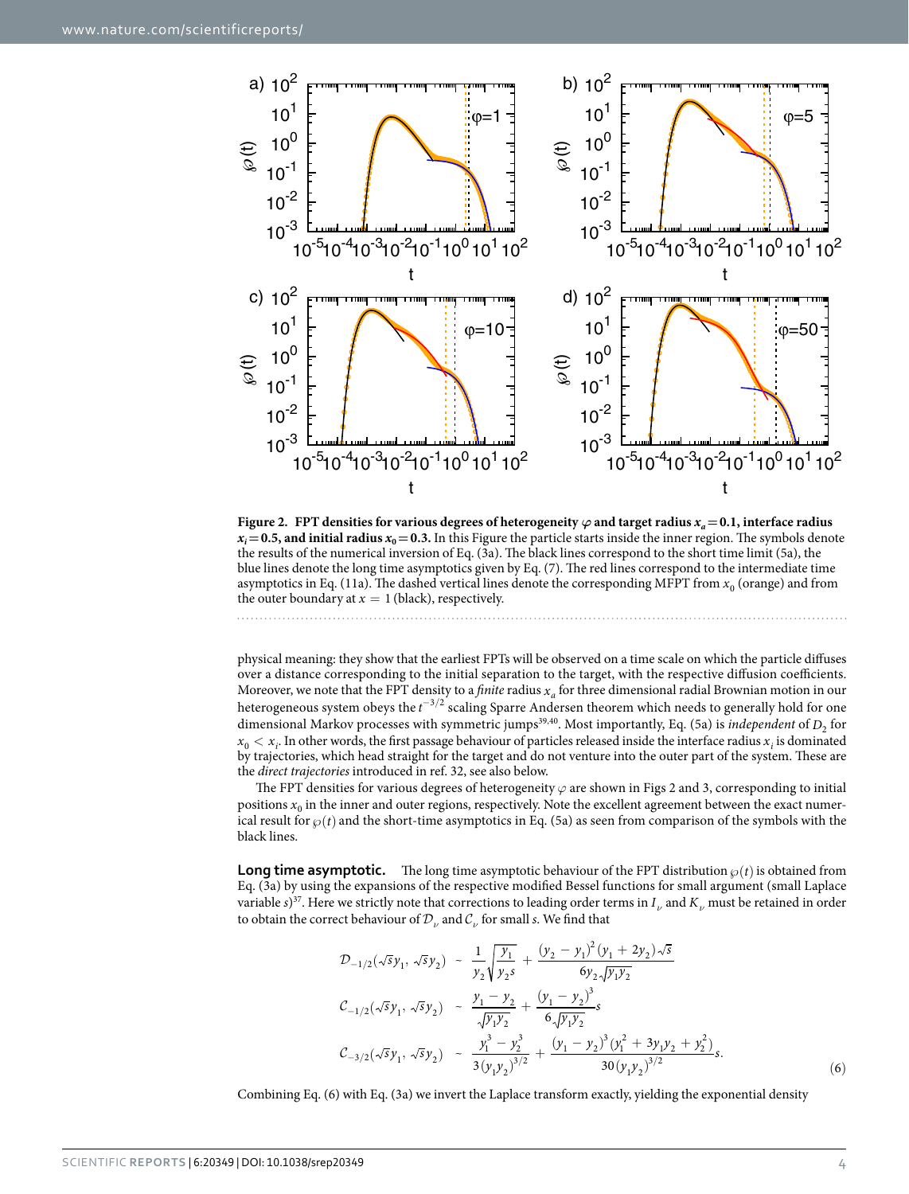**Figure 2. FPT densities for various degrees of heterogeneity $\varphi$ and target radius $x_a = 0.1$, interface radius $x_i = 0.5$, and initial radius $x_0 = 0.3$.** In this Figure the particle starts inside the inner region. The symbols denote the results of the numerical inversion of Eq. (3a). The black lines correspond to the short time limit (5a), the blue lines denote the long time asymptotics given by Eq. (7). The red lines correspond to the intermediate time asymptotics in Eq. (11a). The dashed vertical lines denote the corresponding MFPT from $x_0$ (orange) and from the outer boundary at $x = 1$ (black), respectively.

physical meaning: they show that the earliest FPTs will be observed on a time scale on which the particle diffuses over a distance corresponding to the initial separation to the target, with the respective diffusion coefficients. Moreover, we note that the FPT density to a *finite* radius $x_a$ for three dimensional radial Brownian motion in our heterogeneous system obeys the $t^{-3/2}$ scaling Sparre Andersen theorem which needs to generally hold for one dimensional Markov processes with symmetric jumps[39,40]. Most importantly, Eq. (5a) is *independent* of $D_2$ for $x_0 < x_i$. In other words, the first passage behaviour of particles released inside the interface radius $x_i$ is dominated by trajectories, which head straight for the target and do not venture into the outer part of the system. These are the *direct trajectories* introduced in ref. 32, see also below.

The FPT densities for various degrees of heterogeneity $\varphi$ are shown in Figs 2 and 3, corresponding to initial positions $x_0$ in the inner and outer regions, respectively. Note the excellent agreement between the exact numerical result for $\wp(t)$ and the short-time asymptotics in Eq. (5a) as seen from comparison of the symbols with the black lines.

**Long time asymptotic.** The long time asymptotic behaviour of the FPT distribution $\wp(t)$ is obtained from Eq. (3a) by using the expansions of the respective modified Bessel functions for small argument (small Laplace variable $s$)[37]. Here we strictly note that corrections to leading order terms in $I_\nu$ and $K_\nu$ must be retained in order to obtain the correct behaviour of $\mathcal{D}_\nu$ and $\mathcal{C}_\nu$ for small $s$. We find that

$$
\begin{aligned}
\mathcal{D}_{-1/2}(\sqrt{s}y_1, \sqrt{s}y_2) &\sim \frac{1}{y_2}\sqrt{\frac{y_1}{y_2 s}} + \frac{(y_2 - y_1)^2(y_1 + 2y_2)\sqrt{s}}{6y_2\sqrt{y_1 y_2}} \\
\mathcal{C}_{-1/2}(\sqrt{s}y_1, \sqrt{s}y_2) &\sim \frac{y_1 - y_2}{\sqrt{y_1 y_2}} + \frac{(y_1 - y_2)^3}{6\sqrt{y_1 y_2}}s \\
\mathcal{C}_{-3/2}(\sqrt{s}y_1, \sqrt{s}y_2) &\sim \frac{y_1^3 - y_2^3}{3(y_1 y_2)^{3/2}} + \frac{(y_1 - y_2)^3(y_1^2 + 3y_1 y_2 + y_2^2)}{30(y_1 y_2)^{3/2}}s.
\end{aligned}
\tag{6}
$$

Combining Eq. (6) with Eq. (3a) we invert the Laplace transform exactly, yielding the exponential density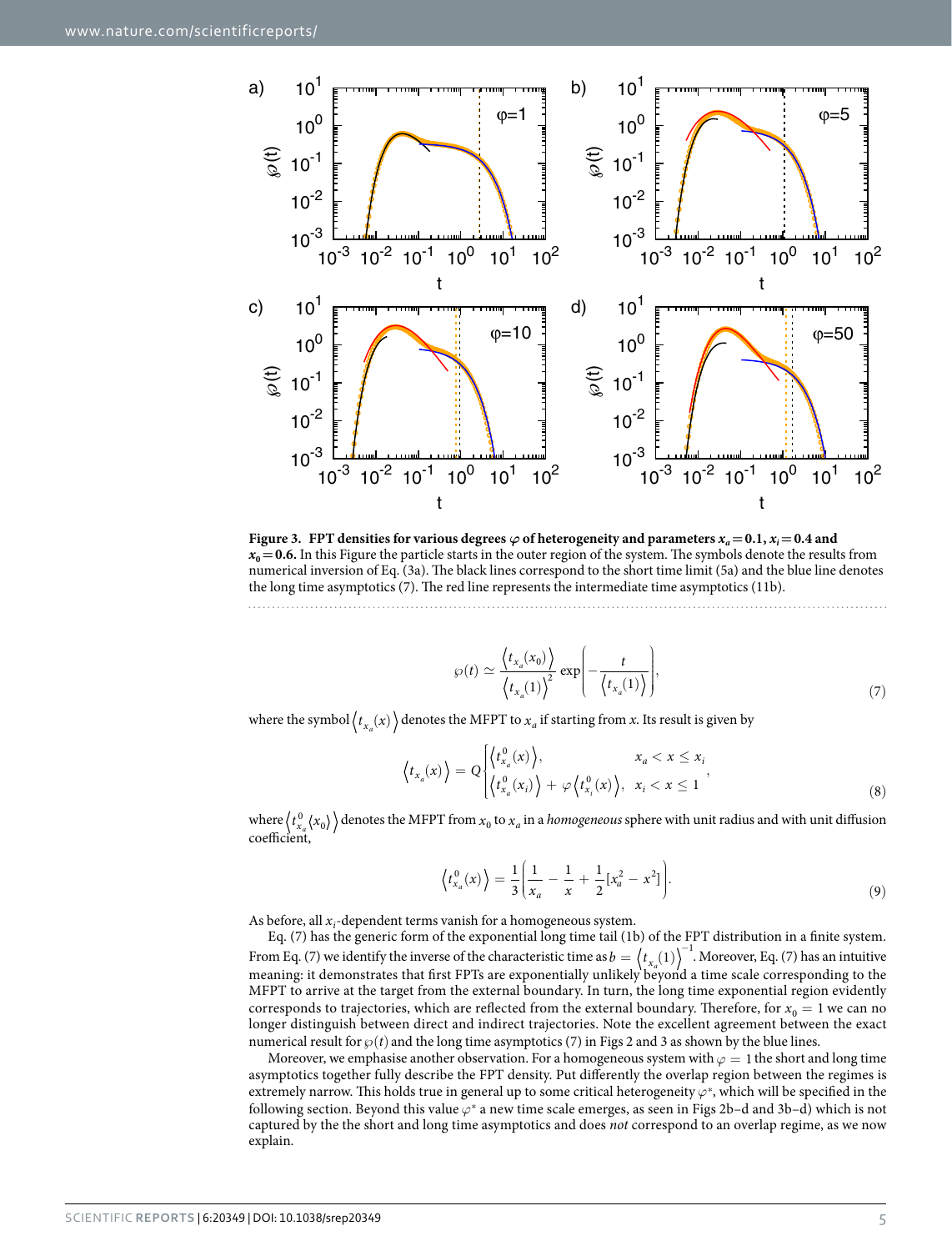**Figure 3. FPT densities for various degrees $\varphi$ of heterogeneity and parameters $x_a = 0.1$, $x_i = 0.4$ and $x_0 = 0.6$.** In this Figure the particle starts in the outer region of the system. The symbols denote the results from numerical inversion of Eq. (3a). The black lines correspond to the short time limit (5a) and the blue line denotes the long time asymptotics (7). The red line represents the intermediate time asymptotics (11b).

$$\wp(t) \simeq \frac{\left\langle t_{x_a}(x_0)\right\rangle}{\left\langle t_{x_a}(1)\right\rangle^2} \exp\left(-\frac{t}{\left\langle t_{x_a}(1)\right\rangle}\right), \tag{7}$$

where the symbol $\left\langle t_{x_a}(x)\right\rangle$ denotes the MFPT to $x_a$ if starting from $x$. Its result is given by

$$\left\langle t_{x_a}(x)\right\rangle = Q\begin{cases}\left\langle t^0_{x_a}(x)\right\rangle, & x_a < x \le x_i\\ \left\langle t^0_{x_a}(x_i)\right\rangle + \varphi\left\langle t^0_{x_i}(x)\right\rangle, & x_i < x \le 1\end{cases}, \tag{8}$$

where $\left\langle t^0_{x_a}\langle x_0\rangle\right\rangle$ denotes the MFPT from $x_0$ to $x_a$ in a *homogeneous* sphere with unit radius and with unit diffusion coefficient,

$$\left\langle t^0_{x_a}(x)\right\rangle = \frac{1}{3}\left(\frac{1}{x_a} - \frac{1}{x} + \frac{1}{2}[x_a^2 - x^2]\right). \tag{9}$$

As before, all $x_i$-dependent terms vanish for a homogeneous system.

Eq. (7) has the generic form of the exponential long time tail (1b) of the FPT distribution in a finite system. From Eq. (7) we identify the inverse of the characteristic time as $b = \left\langle t_{x_a}(1)\right\rangle^{-1}$. Moreover, Eq. (7) has an intuitive meaning: it demonstrates that first FPTs are exponentially unlikely beyond a time scale corresponding to the MFPT to arrive at the target from the external boundary. In turn, the long time exponential region evidently corresponds to trajectories, which are reflected from the external boundary. Therefore, for $x_0 = 1$ we can no longer distinguish between direct and indirect trajectories. Note the excellent agreement between the exact numerical result for $\wp(t)$ and the long time asymptotics (7) in Figs 2 and 3 as shown by the blue lines.

Moreover, we emphasise another observation. For a homogeneous system with $\varphi = 1$ the short and long time asymptotics together fully describe the FPT density. Put differently the overlap region between the regimes is extremely narrow. This holds true in general up to some critical heterogeneity $\varphi^*$, which will be specified in the following section. Beyond this value $\varphi^*$ a new time scale emerges, as seen in Figs 2b–d and 3b–d) which is not captured by the the short and long time asymptotics and does *not* correspond to an overlap regime, as we now explain.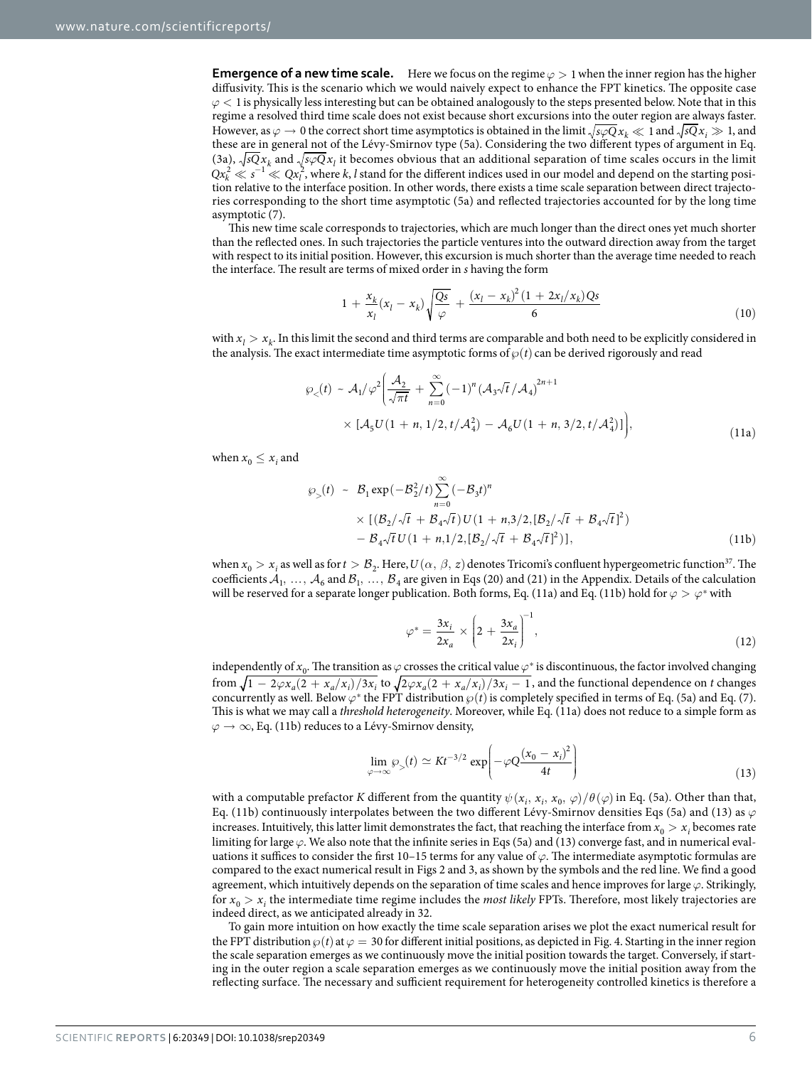**Emergence of a new time scale.** Here we focus on the regime $\varphi > 1$ when the inner region has the higher diffusivity. This is the scenario which we would naively expect to enhance the FPT kinetics. The opposite case $\varphi < 1$ is physically less interesting but can be obtained analogously to the steps presented below. Note that in this regime a resolved third time scale does not exist because short excursions into the outer region are always faster. However, as $\varphi \to 0$ the correct short time asymptotics is obtained in the limit $\sqrt{s\varphi Q}\,x_k \ll 1$ and $\sqrt{sQ}\,x_i \gg 1$, and these are in general not of the Lévy-Smirnov type (5a). Considering the two different types of argument in Eq. (3a), $\sqrt{sQ}\,x_k$ and $\sqrt{s\varphi Q}\,x_l$ it becomes obvious that an additional separation of time scales occurs in the limit $Qx_k^2 \ll s^{-1} \ll Qx_l^2$, where $k, l$ stand for the different indices used in our model and depend on the starting position relative to the interface position. In other words, there exists a time scale separation between direct trajectories corresponding to the short time asymptotic (5a) and reflected trajectories accounted for by the long time asymptotic (7).

This new time scale corresponds to trajectories, which are much longer than the direct ones yet much shorter than the reflected ones. In such trajectories the particle ventures into the outward direction away from the target with respect to its initial position. However, this excursion is much shorter than the average time needed to reach the interface. The result are terms of mixed order in $s$ having the form

$$1 + \frac{x_k}{x_l}(x_l - x_k)\sqrt{\frac{Qs}{\varphi}} + \frac{(x_l - x_k)^2(1 + 2x_l/x_k)Qs}{6} \tag{10}$$

with $x_l > x_k$. In this limit the second and third terms are comparable and both need to be explicitly considered in the analysis. The exact intermediate time asymptotic forms of $\wp(t)$ can be derived rigorously and read

$$\begin{aligned}\wp_<(t) \sim \mathcal{A}_1/\varphi^2\Bigg(&\frac{\mathcal{A}_2}{\sqrt{\pi t}} + \sum_{n=0}^{\infty}(-1)^n(\mathcal{A}_3\sqrt{t}/\mathcal{A}_4)^{2n+1}\\ &\times [\mathcal{A}_5 U(1+n, 1/2, t/\mathcal{A}_4^2) - \mathcal{A}_6 U(1+n, 3/2, t/\mathcal{A}_4^2)]\Bigg),\end{aligned} \tag{11a}$$

when $x_0 \le x_i$ and

$$\begin{aligned}\wp_>(t) \sim\; &\mathcal{B}_1\exp(-\mathcal{B}_2^2/t)\sum_{n=0}^{\infty}(-\mathcal{B}_3 t)^n\\ &\times [(\mathcal{B}_2/\sqrt{t} + \mathcal{B}_4\sqrt{t})U(1+n, 3/2, [\mathcal{B}_2/\sqrt{t} + \mathcal{B}_4\sqrt{t}]^2)\\ &- \mathcal{B}_4\sqrt{t}\,U(1+n, 1/2, [\mathcal{B}_2/\sqrt{t} + \mathcal{B}_4\sqrt{t}]^2)],\end{aligned} \tag{11b}$$

when $x_0 > x_i$ as well as for $t > \mathcal{B}_2$. Here, $U(\alpha, \beta, z)$ denotes Tricomi's confluent hypergeometric function[37]. The coefficients $\mathcal{A}_1, \ldots, \mathcal{A}_6$ and $\mathcal{B}_1, \ldots, \mathcal{B}_4$ are given in Eqs (20) and (21) in the Appendix. Details of the calculation will be reserved for a separate longer publication. Both forms, Eq. (11a) and Eq. (11b) hold for $\varphi > \varphi^*$ with

$$\varphi^* = \frac{3x_i}{2x_a} \times \left(2 + \frac{3x_a}{2x_i}\right)^{-1}, \tag{12}$$

independently of $x_0$. The transition as $\varphi$ crosses the critical value $\varphi^*$ is discontinuous, the factor involved changing from $\sqrt{1 - 2\varphi x_a(2 + x_a/x_i)/3x_i}$ to $\sqrt{2\varphi x_a(2 + x_a/x_i)/3x_i - 1}$, and the functional dependence on $t$ changes concurrently as well. Below $\varphi^*$ the FPT distribution $\wp(t)$ is completely specified in terms of Eq. (5a) and Eq. (7). This is what we may call a *threshold heterogeneity*. Moreover, while Eq. (11a) does not reduce to a simple form as $\varphi \to \infty$, Eq. (11b) reduces to a Lévy-Smirnov density,

$$\lim_{\varphi\to\infty}\wp_>(t) \simeq Kt^{-3/2}\exp\left(-\varphi Q\frac{(x_0 - x_i)^2}{4t}\right) \tag{13}$$

with a computable prefactor $K$ different from the quantity $\psi(x_i, x_i, x_0, \varphi)/\theta(\varphi)$ in Eq. (5a). Other than that, Eq. (11b) continuously interpolates between the two different Lévy-Smirnov densities Eqs (5a) and (13) as $\varphi$ increases. Intuitively, this latter limit demonstrates the fact, that reaching the interface from $x_0 > x_i$ becomes rate limiting for large $\varphi$. We also note that the infinite series in Eqs (5a) and (13) converge fast, and in numerical evaluations it suffices to consider the first 10–15 terms for any value of $\varphi$. The intermediate asymptotic formulas are compared to the exact numerical result in Figs 2 and 3, as shown by the symbols and the red line. We find a good agreement, which intuitively depends on the separation of time scales and hence improves for large $\varphi$. Strikingly, for $x_0 > x_i$ the intermediate time regime includes the *most likely* FPTs. Therefore, most likely trajectories are indeed direct, as we anticipated already in 32.

To gain more intuition on how exactly the time scale separation arises we plot the exact numerical result for the FPT distribution $\wp(t)$ at $\varphi = 30$ for different initial positions, as depicted in Fig. 4. Starting in the inner region the scale separation emerges as we continuously move the initial position towards the target. Conversely, if starting in the outer region a scale separation emerges as we continuously move the initial position away from the reflecting surface. The necessary and sufficient requirement for heterogeneity controlled kinetics is therefore a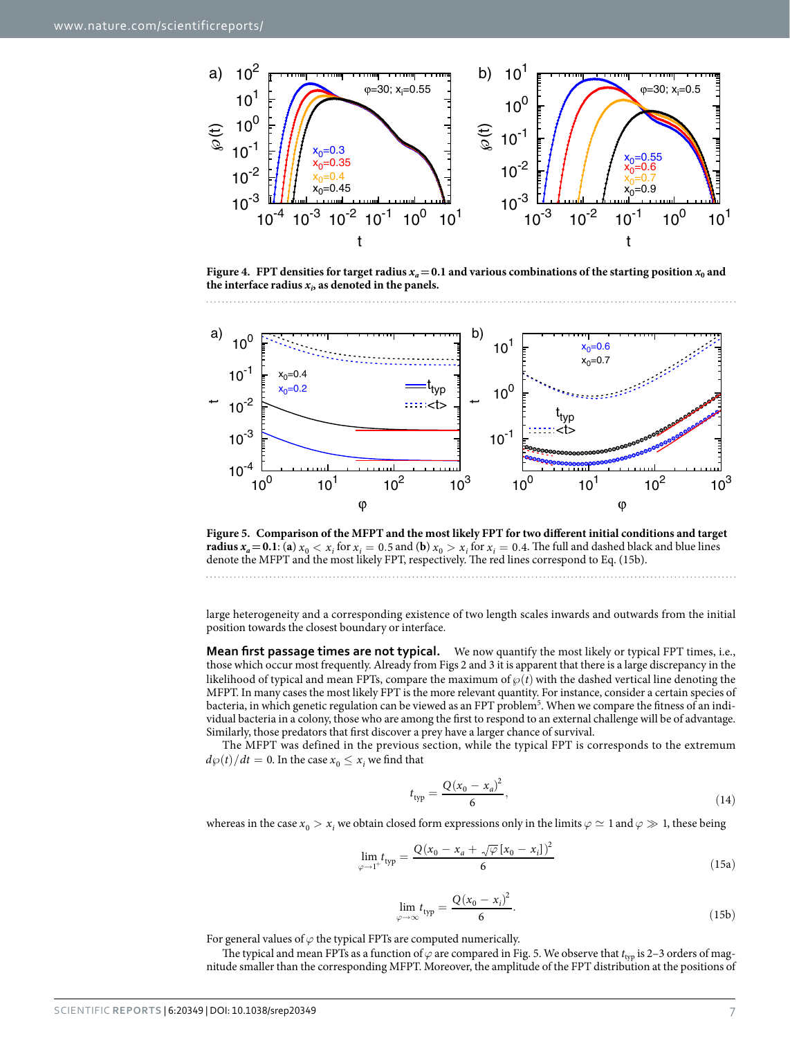**Figure 4. FPT densities for target radius $x_a = 0.1$ and various combinations of the starting position $x_0$ and the interface radius $x_i$, as denoted in the panels.**

**Figure 5. Comparison of the MFPT and the most likely FPT for two different initial conditions and target radius $x_a = 0.1$: (a)** $x_0 < x_i$ for $x_i = 0.5$ and **(b)** $x_0 > x_i$ for $x_i = 0.4$. The full and dashed black and blue lines denote the MFPT and the most likely FPT, respectively. The red lines correspond to Eq. (15b).

large heterogeneity and a corresponding existence of two length scales inwards and outwards from the initial position towards the closest boundary or interface.

**Mean first passage times are not typical.** We now quantify the most likely or typical FPT times, i.e., those which occur most frequently. Already from Figs 2 and 3 it is apparent that there is a large discrepancy in the likelihood of typical and mean FPTs, compare the maximum of $\wp(t)$ with the dashed vertical line denoting the MFPT. In many cases the most likely FPT is the more relevant quantity. For instance, consider a certain species of bacteria, in which genetic regulation can be viewed as an FPT problem[5]. When we compare the fitness of an individual bacteria in a colony, those who are among the first to respond to an external challenge will be of advantage. Similarly, those predators that first discover a prey have a larger chance of survival.

The MFPT was defined in the previous section, while the typical FPT is corresponds to the extremum $d\wp(t)/dt = 0$. In the case $x_0 \le x_i$ we find that

$$t_{\rm typ} = \frac{Q(x_0 - x_a)^2}{6}, \tag{14}$$

whereas in the case $x_0 > x_i$ we obtain closed form expressions only in the limits $\varphi \simeq 1$ and $\varphi \gg 1$, these being

$$\lim_{\varphi \to 1^+} t_{\rm typ} = \frac{Q(x_0 - x_a + \sqrt{\varphi}\,[x_0 - x_i])^2}{6} \tag{15a}$$

$$\lim_{\varphi \to \infty} t_{\rm typ} = \frac{Q(x_0 - x_i)^2}{6}. \tag{15b}$$

For general values of $\varphi$ the typical FPTs are computed numerically.

The typical and mean FPTs as a function of $\varphi$ are compared in Fig. 5. We observe that $t_{\rm typ}$ is 2–3 orders of magnitude smaller than the corresponding MFPT. Moreover, the amplitude of the FPT distribution at the positions of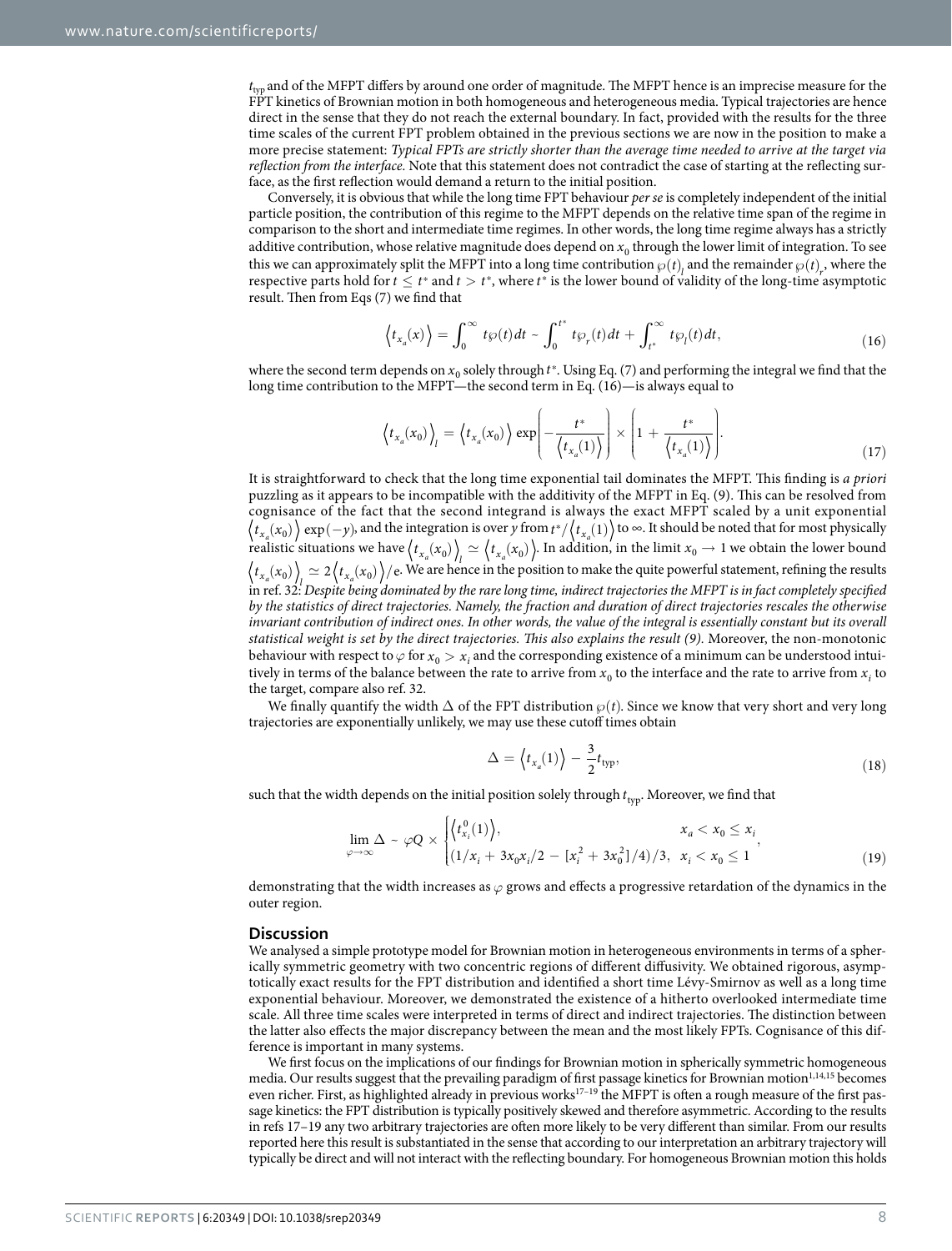$t_{\text{typ}}$ and of the MFPT differs by around one order of magnitude. The MFPT hence is an imprecise measure for the FPT kinetics of Brownian motion in both homogeneous and heterogeneous media. Typical trajectories are hence direct in the sense that they do not reach the external boundary. In fact, provided with the results for the three time scales of the current FPT problem obtained in the previous sections we are now in the position to make a more precise statement: *Typical FPTs are strictly shorter than the average time needed to arrive at the target via reflection from the interface.* Note that this statement does not contradict the case of starting at the reflecting surface, as the first reflection would demand a return to the initial position.

Conversely, it is obvious that while the long time FPT behaviour *per se* is completely independent of the initial particle position, the contribution of this regime to the MFPT depends on the relative time span of the regime in comparison to the short and intermediate time regimes. In other words, the long time regime always has a strictly additive contribution, whose relative magnitude does depend on $x_0$ through the lower limit of integration. To see this we can approximately split the MFPT into a long time contribution $\wp(t)_l$ and the remainder $\wp(t)_r$, where the respective parts hold for $t \leq t^*$ and $t > t^*$, where $t^*$ is the lower bound of validity of the long-time asymptotic result. Then from Eqs (7) we find that

$$\left\langle t_{x_a}(x)\right\rangle = \int_0^\infty t\wp(t)dt \sim \int_0^{t^*} t\wp_r(t)dt + \int_{t^*}^\infty t\wp_l(t)dt, \tag{16}$$

where the second term depends on $x_0$ solely through $t^*$. Using Eq. (7) and performing the integral we find that the long time contribution to the MFPT—the second term in Eq. (16)—is always equal to

$$\left\langle t_{x_a}(x_0)\right\rangle_l = \left\langle t_{x_a}(x_0)\right\rangle \exp\left(-\frac{t^*}{\left\langle t_{x_a}(1)\right\rangle}\right) \times \left(1 + \frac{t^*}{\left\langle t_{x_a}(1)\right\rangle}\right). \tag{17}$$

It is straightforward to check that the long time exponential tail dominates the MFPT. This finding is *a priori* puzzling as it appears to be incompatible with the additivity of the MFPT in Eq. (9). This can be resolved from cognisance of the fact that the second integrand is always the exact MFPT scaled by a unit exponential $\left\langle t_{x_a}(x_0)\right\rangle \exp(-y)$, and the integration is over $y$ from $t^*/\left\langle t_{x_a}(1)\right\rangle$ to $\infty$. It should be noted that for most physically realistic situations we have $\left\langle t_{x_a}(x_0)\right\rangle_l \simeq \left\langle t_{x_a}(x_0)\right\rangle$. In addition, in the limit $x_0 \to 1$ we obtain the lower bound $\left\langle t_{x_a}(x_0)\right\rangle_l \simeq 2\left\langle t_{x_a}(x_0)\right\rangle/\text{e}$. We are hence in the position to make the quite powerful statement, refining the results in ref. 32: *Despite being dominated by the rare long time, indirect trajectories the MFPT is in fact completely specified by the statistics of direct trajectories. Namely, the fraction and duration of direct trajectories rescales the otherwise invariant contribution of indirect ones. In other words, the value of the integral is essentially constant but its overall statistical weight is set by the direct trajectories. This also explains the result (9).* Moreover, the non-monotonic behaviour with respect to $\varphi$ for $x_0 > x_i$ and the corresponding existence of a minimum can be understood intuitively in terms of the balance between the rate to arrive from $x_0$ to the interface and the rate to arrive from $x_i$ to the target, compare also ref. 32.

We finally quantify the width $\Delta$ of the FPT distribution $\wp(t)$. Since we know that very short and very long trajectories are exponentially unlikely, we may use these cutoff times obtain

$$\Delta = \left\langle t_{x_a}(1)\right\rangle - \frac{3}{2}t_{\text{typ}}, \tag{18}$$

such that the width depends on the initial position solely through $t_{\text{typ}}$. Moreover, we find that

$$\lim_{\varphi\to\infty} \Delta \sim \varphi Q \times \begin{cases} \left\langle t_{x_i}^0(1)\right\rangle, & x_a < x_0 \leq x_i \\ (1/x_i + 3x_0x_i/2 - [x_i^2 + 3x_0^2]/4)/3, & x_i < x_0 \leq 1 \end{cases}, \tag{19}$$

demonstrating that the width increases as $\varphi$ grows and effects a progressive retardation of the dynamics in the outer region.

## Discussion

We analysed a simple prototype model for Brownian motion in heterogeneous environments in terms of a spherically symmetric geometry with two concentric regions of different diffusivity. We obtained rigorous, asymptotically exact results for the FPT distribution and identified a short time Lévy-Smirnov as well as a long time exponential behaviour. Moreover, we demonstrated the existence of a hitherto overlooked intermediate time scale. All three time scales were interpreted in terms of direct and indirect trajectories. The distinction between the latter also effects the major discrepancy between the mean and the most likely FPTs. Cognisance of this difference is important in many systems.

We first focus on the implications of our findings for Brownian motion in spherically symmetric homogeneous media. Our results suggest that the prevailing paradigm of first passage kinetics for Brownian motion[1,14,15] becomes even richer. First, as highlighted already in previous works[17–19] the MFPT is often a rough measure of the first passage kinetics: the FPT distribution is typically positively skewed and therefore asymmetric. According to the results in refs 17–19 any two arbitrary trajectories are often more likely to be very different than similar. From our results reported here this result is substantiated in the sense that according to our interpretation an arbitrary trajectory will typically be direct and will not interact with the reflecting boundary. For homogeneous Brownian motion this holds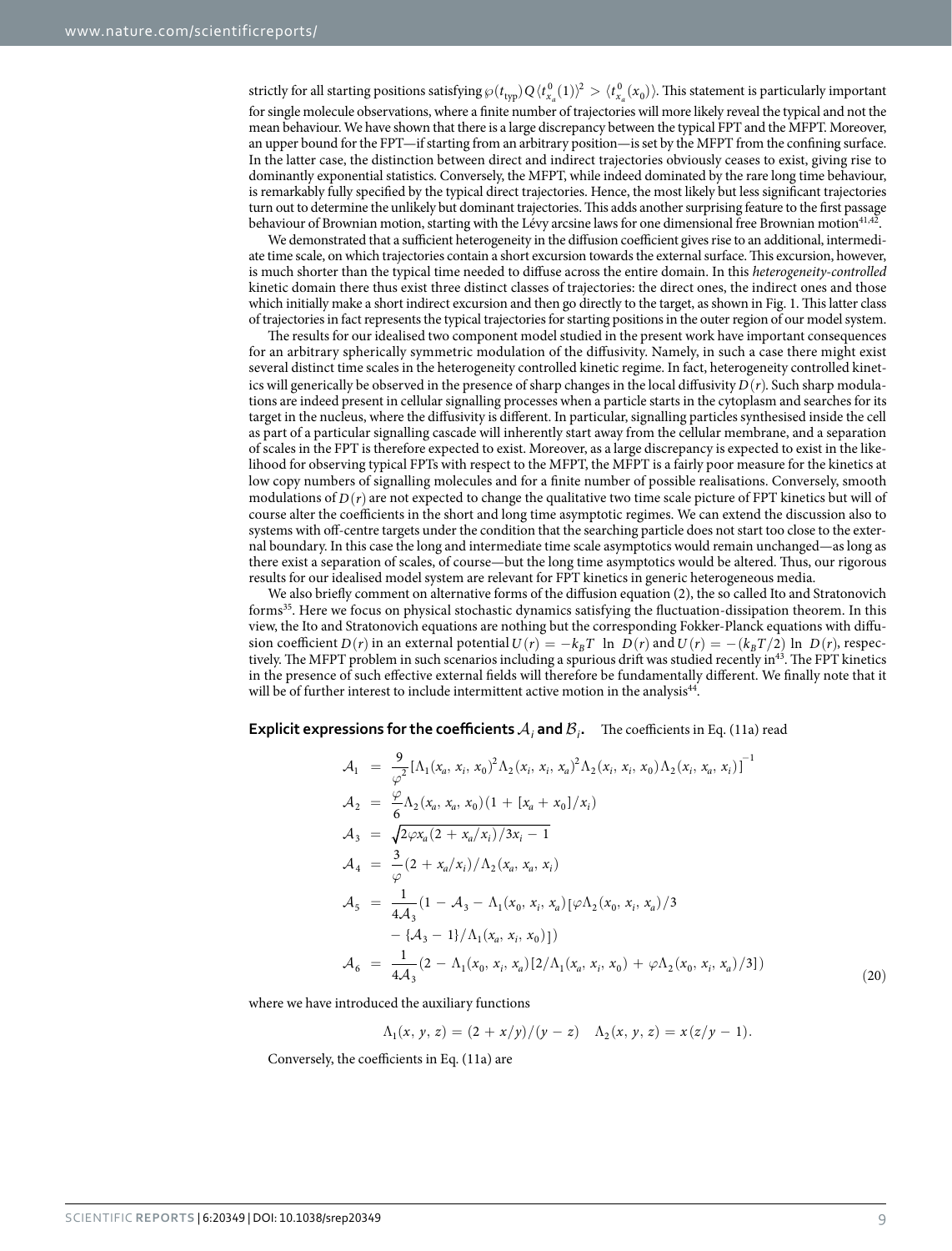strictly for all starting positions satisfying $\wp(t_{\text{typ}})Q\langle t^0_{x_a}(1)\rangle^2 > \langle t^0_{x_a}(x_0)\rangle$. This statement is particularly important for single molecule observations, where a finite number of trajectories will more likely reveal the typical and not the mean behaviour. We have shown that there is a large discrepancy between the typical FPT and the MFPT. Moreover, an upper bound for the FPT—if starting from an arbitrary position—is set by the MFPT from the confining surface. In the latter case, the distinction between direct and indirect trajectories obviously ceases to exist, giving rise to dominantly exponential statistics. Conversely, the MFPT, while indeed dominated by the rare long time behaviour, is remarkably fully specified by the typical direct trajectories. Hence, the most likely but less significant trajectories turn out to determine the unlikely but dominant trajectories. This adds another surprising feature to the first passage behaviour of Brownian motion, starting with the Lévy arcsine laws for one dimensional free Brownian motion[41,42].

We demonstrated that a sufficient heterogeneity in the diffusion coefficient gives rise to an additional, intermediate time scale, on which trajectories contain a short excursion towards the external surface. This excursion, however, is much shorter than the typical time needed to diffuse across the entire domain. In this *heterogeneity-controlled* kinetic domain there thus exist three distinct classes of trajectories: the direct ones, the indirect ones and those which initially make a short indirect excursion and then go directly to the target, as shown in Fig. 1. This latter class of trajectories in fact represents the typical trajectories for starting positions in the outer region of our model system.

The results for our idealised two component model studied in the present work have important consequences for an arbitrary spherically symmetric modulation of the diffusivity. Namely, in such a case there might exist several distinct time scales in the heterogeneity controlled kinetic regime. In fact, heterogeneity controlled kinetics will generically be observed in the presence of sharp changes in the local diffusivity $D(r)$. Such sharp modulations are indeed present in cellular signalling processes when a particle starts in the cytoplasm and searches for its target in the nucleus, where the diffusivity is different. In particular, signalling particles synthesised inside the cell as part of a particular signalling cascade will inherently start away from the cellular membrane, and a separation of scales in the FPT is therefore expected to exist. Moreover, as a large discrepancy is expected to exist in the likelihood for observing typical FPTs with respect to the MFPT, the MFPT is a fairly poor measure for the kinetics at low copy numbers of signalling molecules and for a finite number of possible realisations. Conversely, smooth modulations of $D(r)$ are not expected to change the qualitative two time scale picture of FPT kinetics but will of course alter the coefficients in the short and long time asymptotic regimes. We can extend the discussion also to systems with off-centre targets under the condition that the searching particle does not start too close to the external boundary. In this case the long and intermediate time scale asymptotics would remain unchanged—as long as there exist a separation of scales, of course—but the long time asymptotics would be altered. Thus, our rigorous results for our idealised model system are relevant for FPT kinetics in generic heterogeneous media.

We also briefly comment on alternative forms of the diffusion equation (2), the so called Ito and Stratonovich forms[35]. Here we focus on physical stochastic dynamics satisfying the fluctuation-dissipation theorem. In this view, the Ito and Stratonovich equations are nothing but the corresponding Fokker-Planck equations with diffusion coefficient $D(r)$ in an external potential $U(r) = -k_BT \ln D(r)$ and $U(r) = -(k_BT/2) \ln D(r)$, respectively. The MFPT problem in such scenarios including a spurious drift was studied recently in[43]. The FPT kinetics in the presence of such effective external fields will therefore be fundamentally different. We finally note that it will be of further interest to include intermittent active motion in the analysis[44].

**Explicit expressions for the coefficients $\mathcal{A}_i$ and $\mathcal{B}_i$.** The coefficients in Eq. (11a) read

$$
\begin{aligned}
\mathcal{A}_1 &= \frac{9}{\varphi^2}\left[\Lambda_1(x_a, x_i, x_0)^2\Lambda_2(x_i, x_i, x_a)^2\Lambda_2(x_i, x_i, x_0)\Lambda_2(x_i, x_a, x_i)\right]^{-1}\\
\mathcal{A}_2 &= \frac{\varphi}{6}\Lambda_2(x_a, x_a, x_0)(1 + [x_a + x_0]/x_i)\\
\mathcal{A}_3 &= \sqrt{2\varphi x_a(2 + x_a/x_i)/3x_i - 1}\\
\mathcal{A}_4 &= \frac{3}{\varphi}(2 + x_a/x_i)/\Lambda_2(x_a, x_a, x_i)\\
\mathcal{A}_5 &= \frac{1}{4\mathcal{A}_3}(1 - \mathcal{A}_3 - \Lambda_1(x_0, x_i, x_a)[\varphi\Lambda_2(x_0, x_i, x_a)/3\\
&\quad - \{\mathcal{A}_3 - 1\}/\Lambda_1(x_a, x_i, x_0)])\\
\mathcal{A}_6 &= \frac{1}{4\mathcal{A}_3}(2 - \Lambda_1(x_0, x_i, x_a)[2/\Lambda_1(x_a, x_i, x_0) + \varphi\Lambda_2(x_0, x_i, x_a)/3])
\end{aligned}
\tag{20}
$$

where we have introduced the auxiliary functions

$$
\Lambda_1(x, y, z) = (2 + x/y)/(y - z) \quad \Lambda_2(x, y, z) = x(z/y - 1).
$$

Conversely, the coefficients in Eq. (11a) are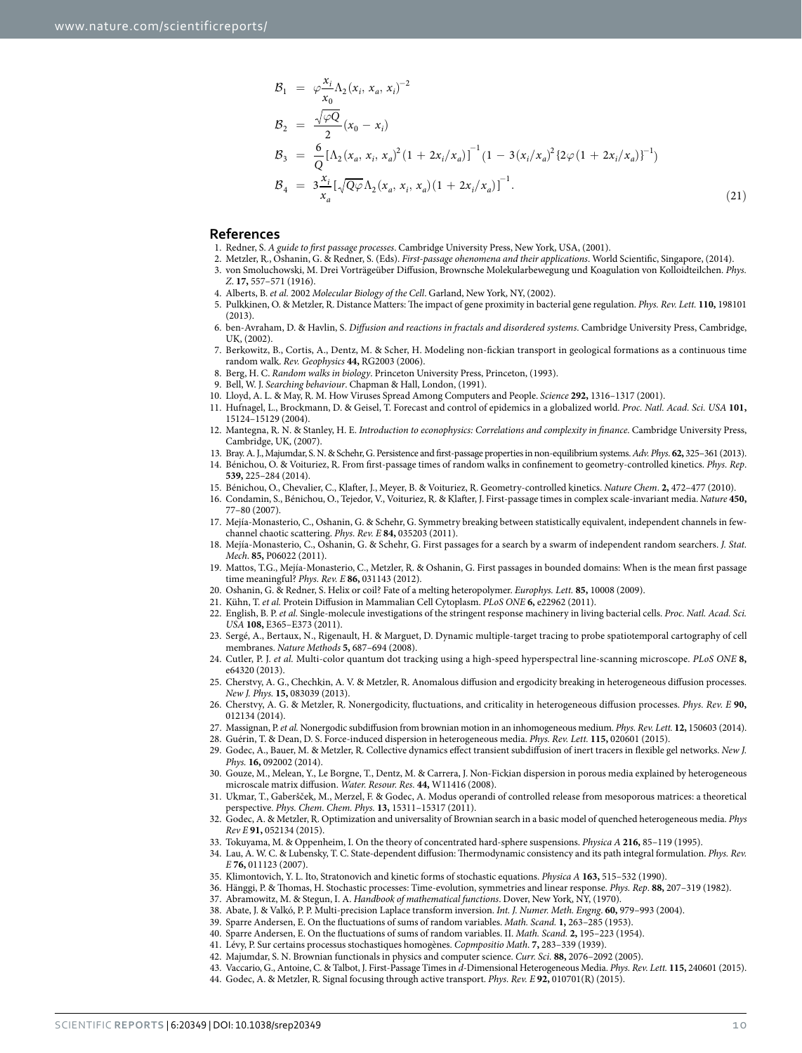$$
\begin{aligned}
\mathcal{B}_1 &= \varphi\frac{x_i}{x_0}\Lambda_2(x_i, x_a, x_i)^{-2}\\
\mathcal{B}_2 &= \frac{\sqrt{\varphi Q}}{2}(x_0 - x_i)\\
\mathcal{B}_3 &= \frac{6}{Q}[\Lambda_2(x_a, x_i, x_a)^2(1 + 2x_i/x_a)]^{-1}(1 - 3(x_i/x_a)^2\{2\varphi(1 + 2x_i/x_a)\}^{-1})\\
\mathcal{B}_4 &= 3\frac{x_i}{x_a}[\sqrt{Q\varphi}\Lambda_2(x_a, x_i, x_a)(1 + 2x_i/x_a)]^{-1}.
\end{aligned}
\tag{21}
$$

## References

1. Redner, S. *A guide to first passage processes*. Cambridge University Press, New York, USA, (2001).
2. Metzler, R., Oshanin, G. & Redner, S. (Eds). *First-passage ohenomena and their applications*. World Scientific, Singapore, (2014).
3. von Smoluchowski, M. Drei Vorträgeüber Diffusion, Brownsche Molekularbewegung und Koagulation von Kolloidteilchen. *Phys. Z*. **17,** 557–571 (1916).
4. Alberts, B. *et al.* 2002 *Molecular Biology of the Cell*. Garland, New York, NY, (2002).
5. Pulkkinen, O. & Metzler, R. Distance Matters: The impact of gene proximity in bacterial gene regulation. *Phys. Rev. Lett.* **110,** 198101 (2013).
6. ben-Avraham, D. & Havlin, S. *Diffusion and reactions in fractals and disordered systems*. Cambridge University Press, Cambridge, UK, (2002).
7. Berkowitz, B., Cortis, A., Dentz, M. & Scher, H. Modeling non-fickian transport in geological formations as a continuous time random walk. *Rev. Geophysics* **44,** RG2003 (2006).
8. Berg, H. C. *Random walks in biology*. Princeton University Press, Princeton, (1993).
9. Bell, W. J. *Searching behaviour*. Chapman & Hall, London, (1991).
10. Lloyd, A. L. & May, R. M. How Viruses Spread Among Computers and People. *Science* **292,** 1316–1317 (2001).
11. Hufnagel, L., Brockmann, D. & Geisel, T. Forecast and control of epidemics in a globalized world. *Proc. Natl. Acad. Sci. USA* **101,** 15124–15129 (2004).
12. Mantegna, R. N. & Stanley, H. E. *Introduction to econophysics: Correlations and complexity in finance*. Cambridge University Press, Cambridge, UK, (2007).
13. Bray. A. J., Majumdar, S. N. & Schehr, G. Persistence and first-passage properties in non-equilibrium systems. *Adv. Phys.* **62,** 325–361 (2013).
14. Bénichou, O. & Voituriez, R. From first-passage times of random walks in confinement to geometry-controlled kinetics. *Phys. Rep*. **539,** 225–284 (2014).
15. Bénichou, O., Chevalier, C., Klafter, J., Meyer, B. & Voituriez, R. Geometry-controlled kinetics. *Nature Chem*. **2,** 472–477 (2010).
16. Condamin, S., Bénichou, O., Tejedor, V., Voituriez, R. & Klafter, J. First-passage times in complex scale-invariant media. *Nature* **450,** 77–80 (2007).
17. Mejía-Monasterio, C., Oshanin, G. & Schehr, G. Symmetry breaking between statistically equivalent, independent channels in few-channel chaotic scattering. *Phys. Rev. E* **84,** 035203 (2011).
18. Mejía-Monasterio, C., Oshanin, G. & Schehr, G. First passages for a search by a swarm of independent random searchers. *J. Stat. Mech*. **85,** P06022 (2011).
19. Mattos, T.G., Mejía-Monasterio, C., Metzler, R. & Oshanin, G. First passages in bounded domains: When is the mean first passage time meaningful? *Phys. Rev. E* **86,** 031143 (2012).
20. Oshanin, G. & Redner, S. Helix or coil? Fate of a melting heteropolymer. *Europhys. Lett.* **85,** 10008 (2009).
21. Kühn, T. *et al.* Protein Diffusion in Mammalian Cell Cytoplasm. *PLoS ONE* **6,** e22962 (2011).
22. English, B. P. *et al.* Single-molecule investigations of the stringent response machinery in living bacterial cells. *Proc. Natl. Acad. Sci. USA* **108,** E365–E373 (2011).
23. Sergé, A., Bertaux, N., Rigenault, H. & Marguet, D. Dynamic multiple-target tracing to probe spatiotemporal cartography of cell membranes. *Nature Methods* **5,** 687–694 (2008).
24. Cutler, P. J. *et al.* Multi-color quantum dot tracking using a high-speed hyperspectral line-scanning microscope. *PLoS ONE* **8,** e64320 (2013).
25. Cherstvy, A. G., Chechkin, A. V. & Metzler, R. Anomalous diffusion and ergodicity breaking in heterogeneous diffusion processes. *New J. Phys.* **15,** 083039 (2013).
26. Cherstvy, A. G. & Metzler, R. Nonergodicity, fluctuations, and criticality in heterogeneous diffusion processes. *Phys. Rev. E* **90,** 012134 (2014).
27. Massignan, P. *et al.* Nonergodic subdiffusion from brownian motion in an inhomogeneous medium. *Phys. Rev. Lett.* **12,** 150603 (2014).
28. Guérin, T. & Dean, D. S. Force-induced dispersion in heterogeneous media. *Phys. Rev. Lett.* **115,** 020601 (2015).
29. Godec, A., Bauer, M. & Metzler, R. Collective dynamics effect transient subdiffusion of inert tracers in flexible gel networks. *New J. Phys.* **16,** 092002 (2014).
30. Gouze, M., Melean, Y., Le Borgne, T., Dentz, M. & Carrera, J. Non-Fickian dispersion in porous media explained by heterogeneous microscale matrix diffusion. *Water. Resour. Res*. **44,** W11416 (2008).
31. Ukmar, T., Gaberšček, M., Merzel, F. & Godec, A. Modus operandi of controlled release from mesoporous matrices: a theoretical perspective. *Phys. Chem. Chem. Phys.* **13,** 15311–15317 (2011).
32. Godec, A. & Metzler, R. Optimization and universality of Brownian search in a basic model of quenched heterogeneous media. *Phys Rev E* **91,** 052134 (2015).
33. Tokuyama, M. & Oppenheim, I. On the theory of concentrated hard-sphere suspensions. *Physica A* **216,** 85–119 (1995).
34. Lau, A. W. C. & Lubensky, T. C. State-dependent diffusion: Thermodynamic consistency and its path integral formulation. *Phys. Rev. E* **76,** 011123 (2007).
35. Klimontovich, Y. L. Ito, Stratonovich and kinetic forms of stochastic equations. *Physica A* **163,** 515–532 (1990).
36. Hänggi, P. & Thomas, H. Stochastic processes: Time-evolution, symmetries and linear response. *Phys. Rep*. **88,** 207–319 (1982).
37. Abramowitz, M. & Stegun, I. A. *Handbook of mathematical functions*. Dover, New York, NY, (1970).
38. Abate, J. & Valkó, P. P. Multi-precision Laplace transform inversion. *Int. J. Numer. Meth. Engng*. **60,** 979–993 (2004).
39. Sparre Andersen, E. On the fluctuations of sums of random variables. *Math. Scand.* **1,** 263–285 (1953).
40. Sparre Andersen, E. On the fluctuations of sums of random variables. II. *Math. Scand.* **2,** 195–223 (1954).
41. Lévy, P. Sur certains processus stochastiques homogènes. *Copmpositio Math*. **7,** 283–339 (1939).
42. Majumdar, S. N. Brownian functionals in physics and computer science. *Curr. Sci.* **88,** 2076–2092 (2005).
43. Vaccario, G., Antoine, C. & Talbot, J. First-Passage Times in *d*-Dimensional Heterogeneous Media. *Phys. Rev. Lett.* **115,** 240601 (2015).
44. Godec, A. & Metzler, R. Signal focusing through active transport. *Phys. Rev. E* **92,** 010701(R) (2015).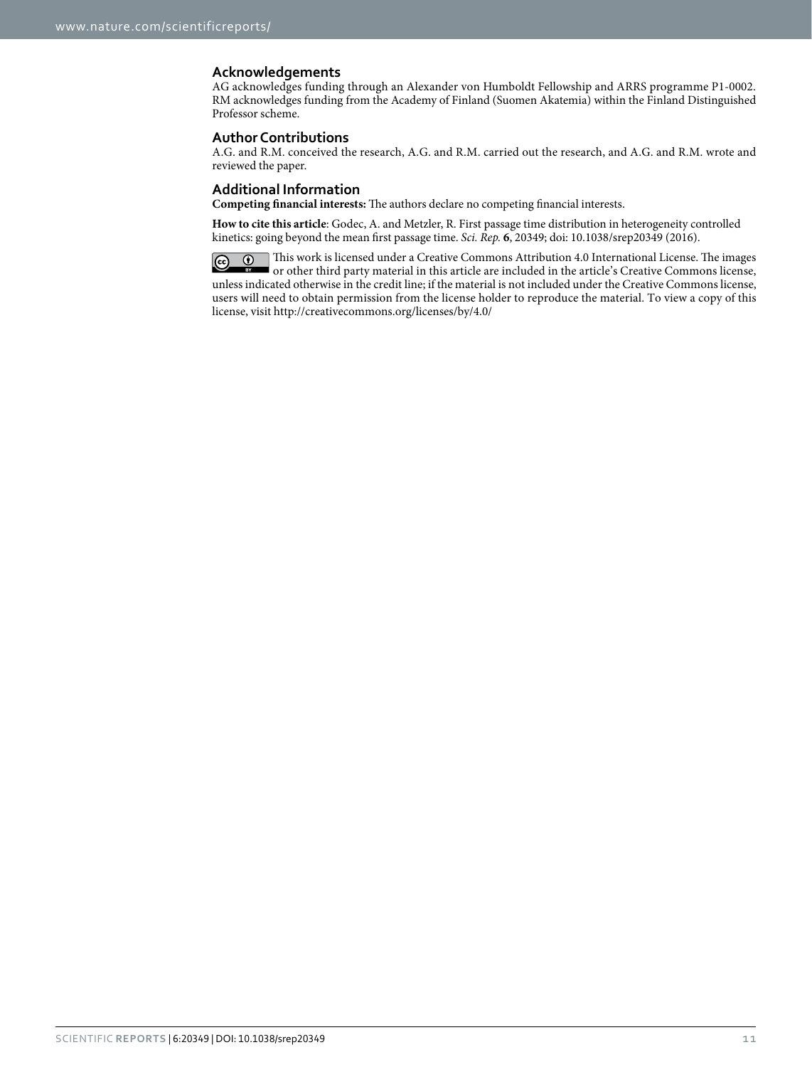## Acknowledgements

AG acknowledges funding through an Alexander von Humboldt Fellowship and ARRS programme P1-0002. RM acknowledges funding from the Academy of Finland (Suomen Akatemia) within the Finland Distinguished Professor scheme.

## Author Contributions

A.G. and R.M. conceived the research, A.G. and R.M. carried out the research, and A.G. and R.M. wrote and reviewed the paper.

## Additional Information

**Competing financial interests:** The authors declare no competing financial interests.

**How to cite this article**: Godec, A. and Metzler, R. First passage time distribution in heterogeneity controlled kinetics: going beyond the mean first passage time. *Sci. Rep.* **6**, 20349; doi: 10.1038/srep20349 (2016).

This work is licensed under a Creative Commons Attribution 4.0 International License. The images or other third party material in this article are included in the article's Creative Commons license, unless indicated otherwise in the credit line; if the material is not included under the Creative Commons license, users will need to obtain permission from the license holder to reproduce the material. To view a copy of this license, visit http://creativecommons.org/licenses/by/4.0/